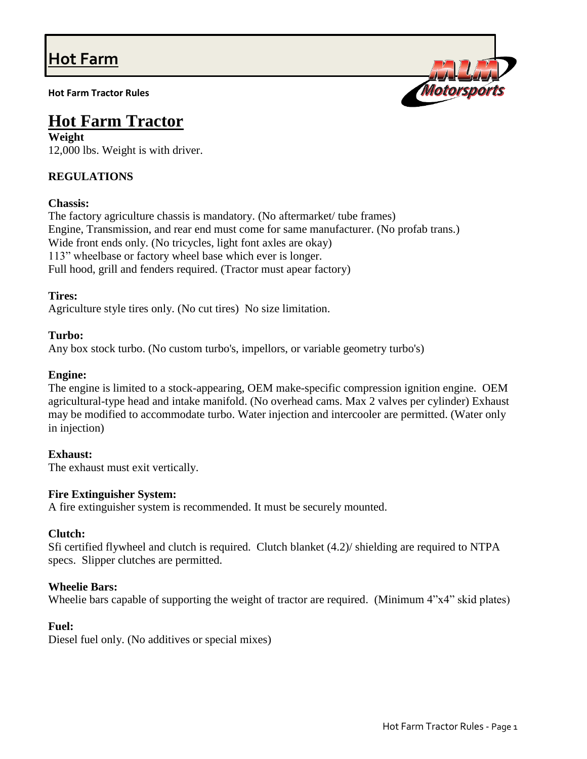# Hot Farm

**Hot Farm Tractor Rules**

## Hot Farm Tractor

**Weight**

12,000 lbs. Weight is with driver.

**REGULATIONS**

**Chassis:**

The factory agriculture chassis is mandatory. (No aftermarket/ tube frames)
Engine, Transmission, and rear end must come for same manufacturer. (No profab trans.)
Wide front ends only. (No tricycles, light font axles are okay)
113" wheelbase or factory wheel base which ever is longer.
Full hood, grill and fenders required. (Tractor must apear factory)

**Tires:**

Agriculture style tires only. (No cut tires) No size limitation.

**Turbo:**

Any box stock turbo. (No custom turbo's, impellors, or variable geometry turbo's)

**Engine:**

The engine is limited to a stock-appearing, OEM make-specific compression ignition engine. OEM agricultural-type head and intake manifold. (No overhead cams. Max 2 valves per cylinder) Exhaust may be modified to accommodate turbo. Water injection and intercooler are permitted. (Water only in injection)

**Exhaust:**

The exhaust must exit vertically.

**Fire Extinguisher System:**

A fire extinguisher system is recommended. It must be securely mounted.

**Clutch:**

Sfi certified flywheel and clutch is required. Clutch blanket (4.2)/ shielding are required to NTPA specs. Slipper clutches are permitted.

**Wheelie Bars:**

Wheelie bars capable of supporting the weight of tractor are required. (Minimum 4"x4" skid plates)

**Fuel:**

Diesel fuel only. (No additives or special mixes)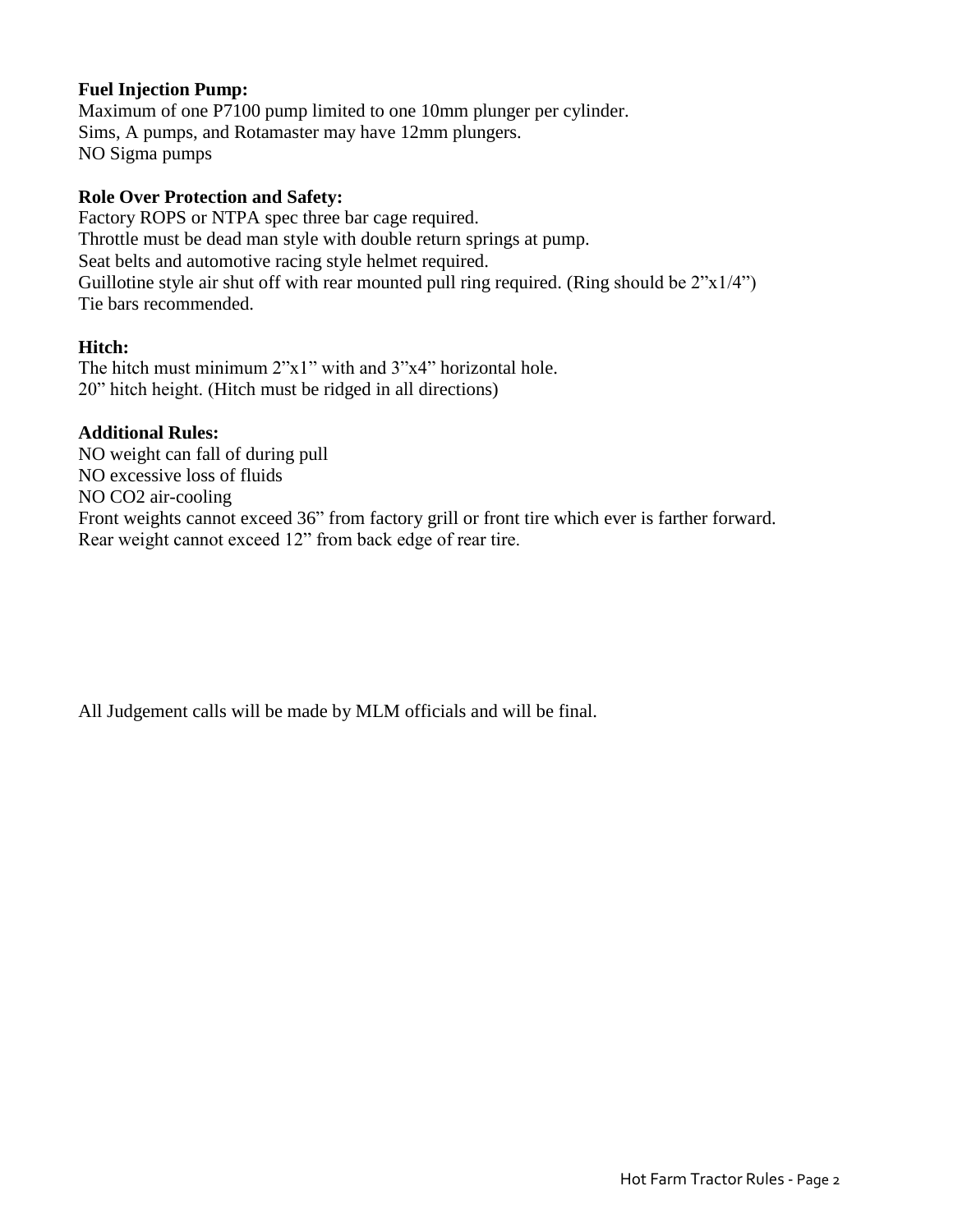**Fuel Injection Pump:**

Maximum of one P7100 pump limited to one 10mm plunger per cylinder.
Sims, A pumps, and Rotamaster may have 12mm plungers.
NO Sigma pumps

**Role Over Protection and Safety:**

Factory ROPS or NTPA spec three bar cage required.
Throttle must be dead man style with double return springs at pump.
Seat belts and automotive racing style helmet required.
Guillotine style air shut off with rear mounted pull ring required. (Ring should be 2"x1/4")
Tie bars recommended.

**Hitch:**

The hitch must minimum 2"x1" with and 3"x4" horizontal hole.
20" hitch height. (Hitch must be ridged in all directions)

**Additional Rules:**

NO weight can fall of during pull
NO excessive loss of fluids
NO CO2 air-cooling
Front weights cannot exceed 36" from factory grill or front tire which ever is farther forward.
Rear weight cannot exceed 12" from back edge of rear tire.

All Judgement calls will be made by MLM officials and will be final.